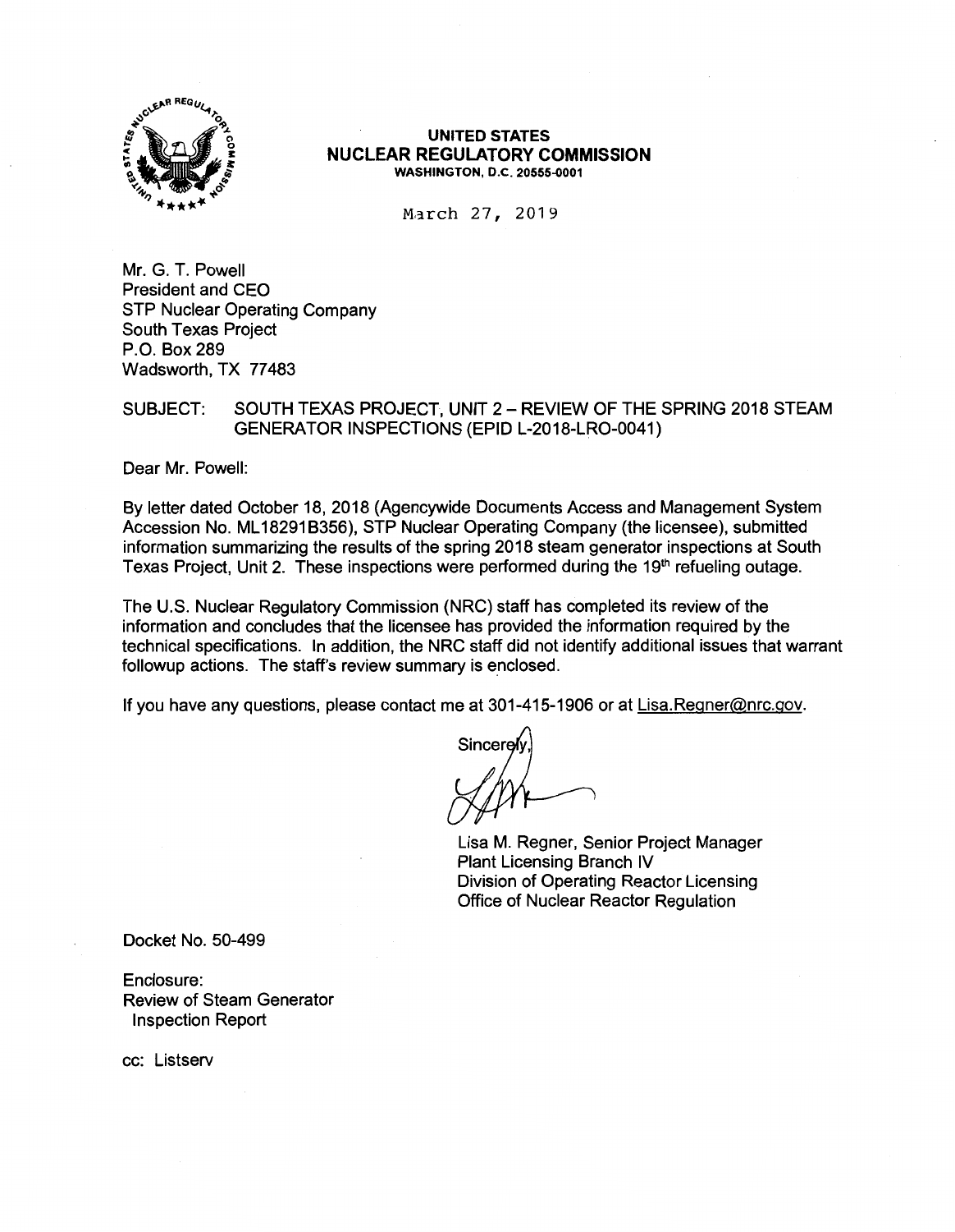**UNITED STATES**
**NUCLEAR REGULATORY COMMISSION**
**WASHINGTON, D.C. 20555-0001**

March 27, 2019

Mr. G. T. Powell
President and CEO
STP Nuclear Operating Company
South Texas Project
P.O. Box 289
Wadsworth, TX 77483

SUBJECT: SOUTH TEXAS PROJECT, UNIT 2 – REVIEW OF THE SPRING 2018 STEAM GENERATOR INSPECTIONS (EPID L-2018-LRO-0041)

Dear Mr. Powell:

By letter dated October 18, 2018 (Agencywide Documents Access and Management System Accession No. ML18291B356), STP Nuclear Operating Company (the licensee), submitted information summarizing the results of the spring 2018 steam generator inspections at South Texas Project, Unit 2. These inspections were performed during the 19th refueling outage.

The U.S. Nuclear Regulatory Commission (NRC) staff has completed its review of the information and concludes that the licensee has provided the information required by the technical specifications. In addition, the NRC staff did not identify additional issues that warrant followup actions. The staff's review summary is enclosed.

If you have any questions, please contact me at 301-415-1906 or at Lisa.Regner@nrc.gov.

Sincerely,

Lisa M. Regner, Senior Project Manager
Plant Licensing Branch IV
Division of Operating Reactor Licensing
Office of Nuclear Reactor Regulation

Docket No. 50-499

Enclosure:
Review of Steam Generator Inspection Report

cc: Listserv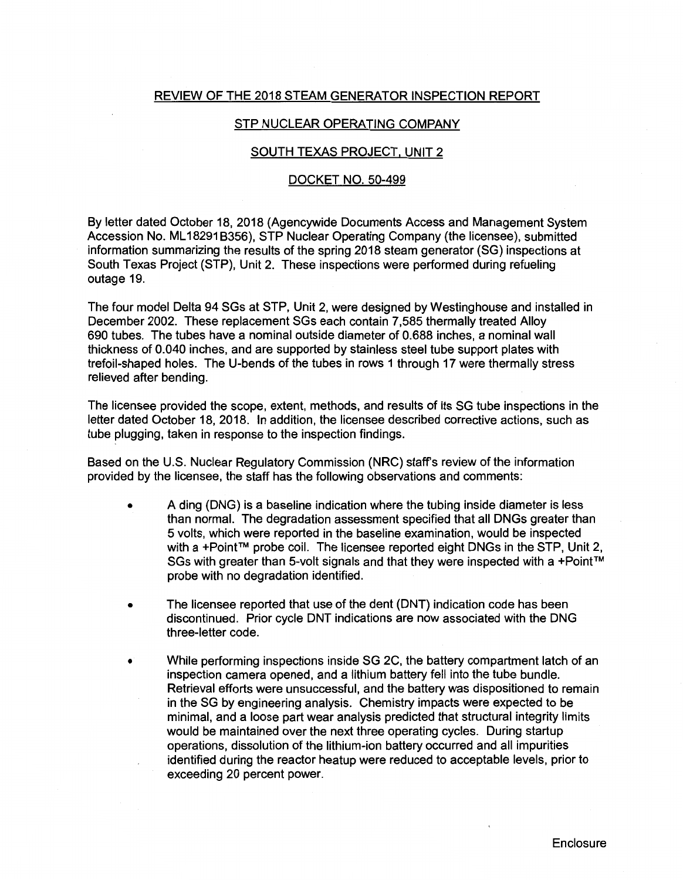REVIEW OF THE 2018 STEAM GENERATOR INSPECTION REPORT

STP NUCLEAR OPERATING COMPANY

SOUTH TEXAS PROJECT, UNIT 2

DOCKET NO. 50-499

By letter dated October 18, 2018 (Agencywide Documents Access and Management System Accession No. ML18291B356), STP Nuclear Operating Company (the licensee), submitted information summarizing the results of the spring 2018 steam generator (SG) inspections at South Texas Project (STP), Unit 2. These inspections were performed during refueling outage 19.

The four model Delta 94 SGs at STP, Unit 2, were designed by Westinghouse and installed in December 2002. These replacement SGs each contain 7,585 thermally treated Alloy 690 tubes. The tubes have a nominal outside diameter of 0.688 inches, a nominal wall thickness of 0.040 inches, and are supported by stainless steel tube support plates with trefoil-shaped holes. The U-bends of the tubes in rows 1 through 17 were thermally stress relieved after bending.

The licensee provided the scope, extent, methods, and results of its SG tube inspections in the letter dated October 18, 2018. In addition, the licensee described corrective actions, such as tube plugging, taken in response to the inspection findings.

Based on the U.S. Nuclear Regulatory Commission (NRC) staff's review of the information provided by the licensee, the staff has the following observations and comments:

- A ding (DNG) is a baseline indication where the tubing inside diameter is less than normal. The degradation assessment specified that all DNGs greater than 5 volts, which were reported in the baseline examination, would be inspected with a +Point™ probe coil. The licensee reported eight DNGs in the STP, Unit 2, SGs with greater than 5-volt signals and that they were inspected with a +Point™ probe with no degradation identified.

- The licensee reported that use of the dent (DNT) indication code has been discontinued. Prior cycle DNT indications are now associated with the DNG three-letter code.

- While performing inspections inside SG 2C, the battery compartment latch of an inspection camera opened, and a lithium battery fell into the tube bundle. Retrieval efforts were unsuccessful, and the battery was dispositioned to remain in the SG by engineering analysis. Chemistry impacts were expected to be minimal, and a loose part wear analysis predicted that structural integrity limits would be maintained over the next three operating cycles. During startup operations, dissolution of the lithium-ion battery occurred and all impurities identified during the reactor heatup were reduced to acceptable levels, prior to exceeding 20 percent power.

Enclosure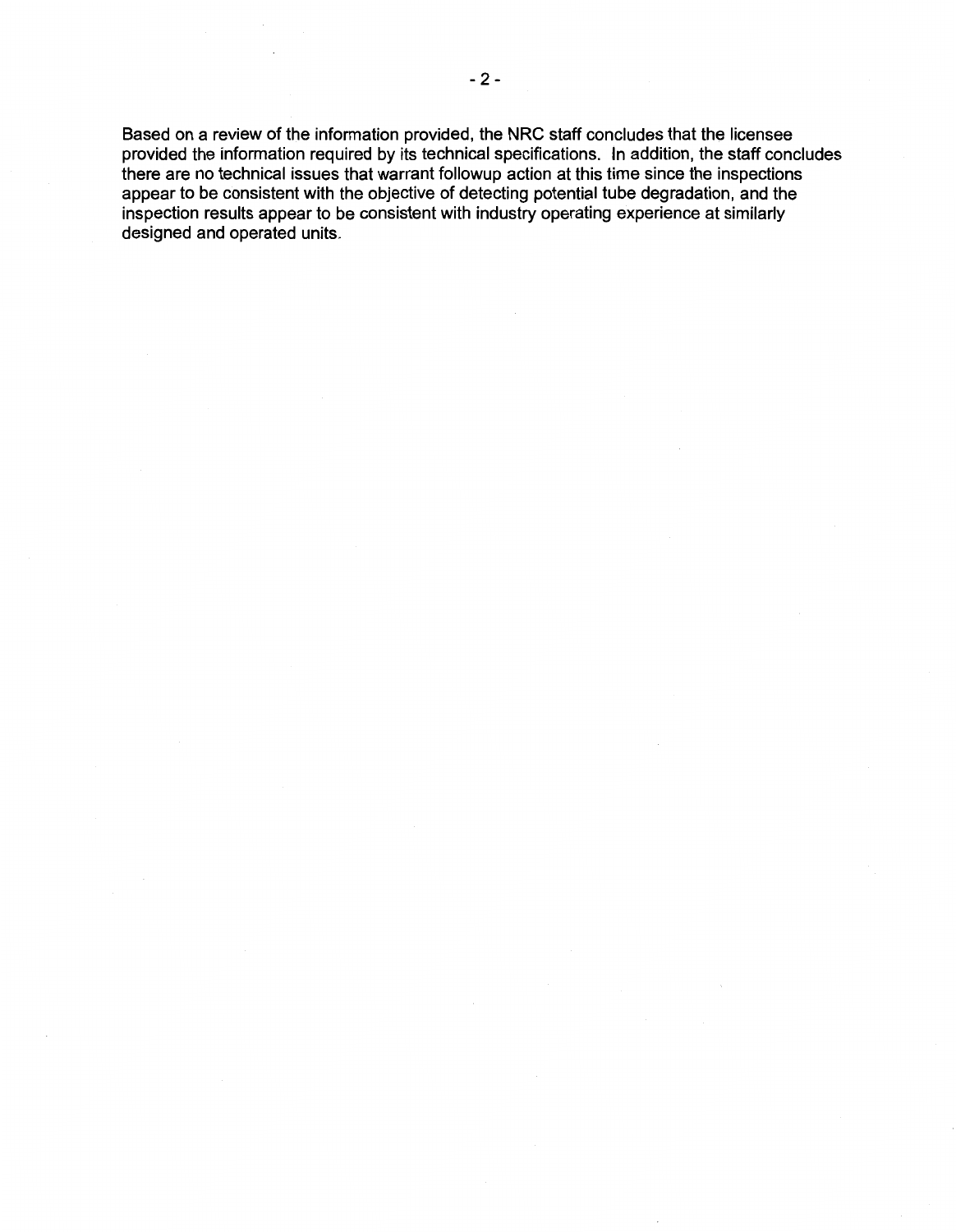Based on a review of the information provided, the NRC staff concludes that the licensee provided the information required by its technical specifications. In addition, the staff concludes there are no technical issues that warrant followup action at this time since the inspections appear to be consistent with the objective of detecting potential tube degradation, and the inspection results appear to be consistent with industry operating experience at similarly designed and operated units.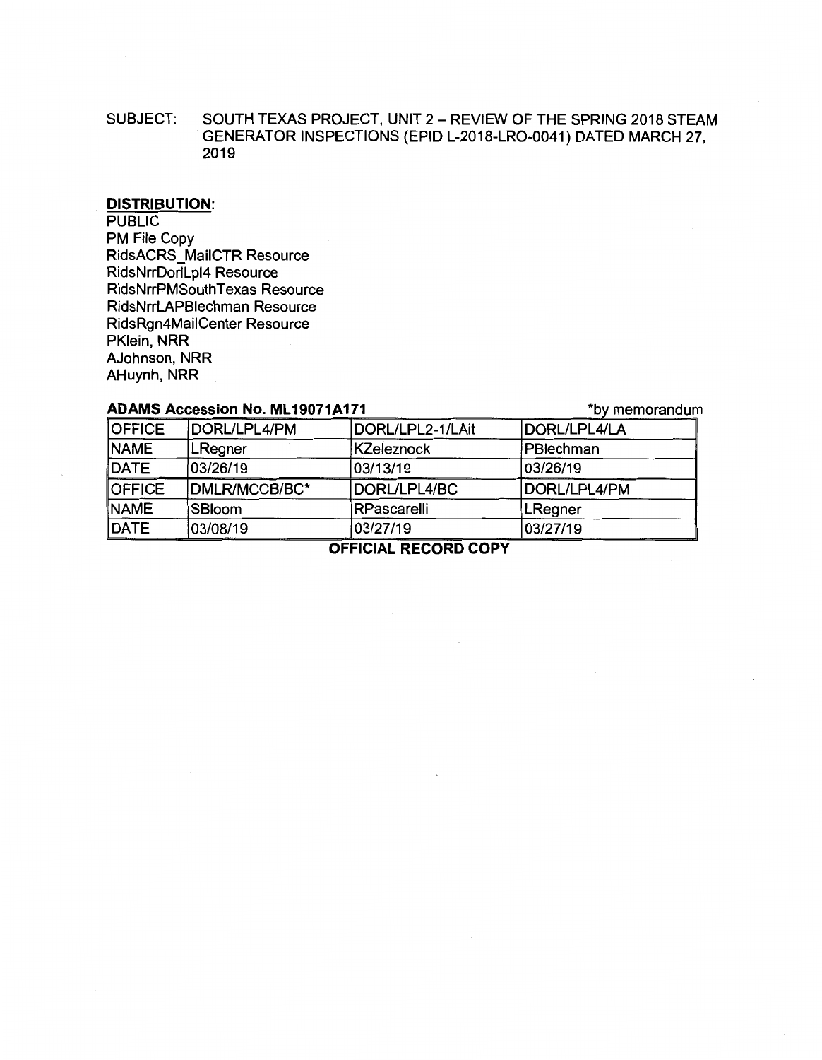SUBJECT: SOUTH TEXAS PROJECT, UNIT 2 – REVIEW OF THE SPRING 2018 STEAM GENERATOR INSPECTIONS (EPID L-2018-LRO-0041) DATED MARCH 27, 2019

**DISTRIBUTION**:

PUBLIC
PM File Copy
RidsACRS_MailCTR Resource
RidsNrrDorlLpl4 Resource
RidsNrrPMSouthTexas Resource
RidsNrrLAPBlechman Resource
RidsRgn4MailCenter Resource
PKlein, NRR
AJohnson, NRR
AHuynh, NRR

**ADAMS Accession No. ML19071A171** *by memorandum

| | | | |
|---|---|---|---|
| OFFICE | DORL/LPL4/PM | DORL/LPL2-1/LAit | DORL/LPL4/LA |
| NAME | LRegner | KZeleznock | PBlechman |
| DATE | 03/26/19 | 03/13/19 | 03/26/19 |
| OFFICE | DMLR/MCCB/BC* | DORL/LPL4/BC | DORL/LPL4/PM |
| NAME | SBloom | RPascarelli | LRegner |
| DATE | 03/08/19 | 03/27/19 | 03/27/19 |

**OFFICIAL RECORD COPY**